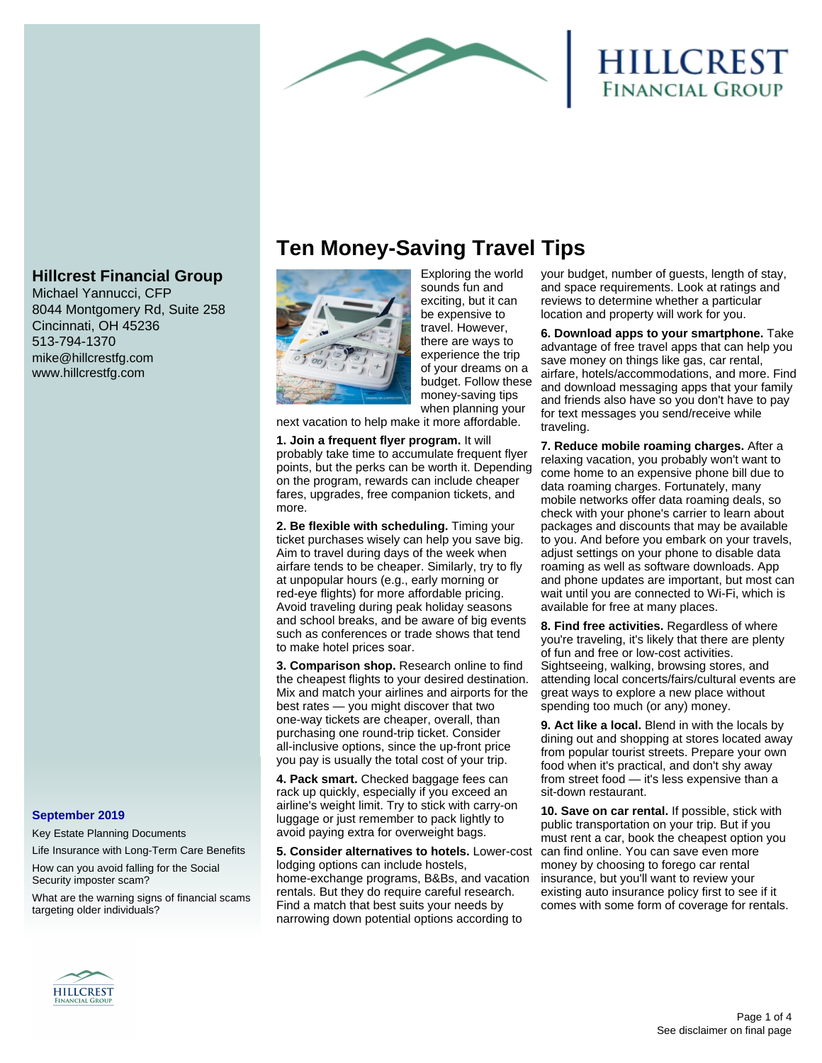# HILLCREST FINANCIAL GROUP

## Hillcrest Financial Group

Michael Yannucci, CFP
8044 Montgomery Rd, Suite 258
Cincinnati, OH 45236
513-794-1370
mike@hillcrestfg.com
www.hillcrestfg.com

### September 2019

- Key Estate Planning Documents
- Life Insurance with Long-Term Care Benefits
- How can you avoid falling for the Social Security imposter scam?
- What are the warning signs of financial scams targeting older individuals?

# Ten Money-Saving Travel Tips

Exploring the world sounds fun and exciting, but it can be expensive to travel. However, there are ways to experience the trip of your dreams on a budget. Follow these money-saving tips when planning your next vacation to help make it more affordable.

**1. Join a frequent flyer program.** It will probably take time to accumulate frequent flyer points, but the perks can be worth it. Depending on the program, rewards can include cheaper fares, upgrades, free companion tickets, and more.

**2. Be flexible with scheduling.** Timing your ticket purchases wisely can help you save big. Aim to travel during days of the week when airfare tends to be cheaper. Similarly, try to fly at unpopular hours (e.g., early morning or red-eye flights) for more affordable pricing. Avoid traveling during peak holiday seasons and school breaks, and be aware of big events such as conferences or trade shows that tend to make hotel prices soar.

**3. Comparison shop.** Research online to find the cheapest flights to your desired destination. Mix and match your airlines and airports for the best rates — you might discover that two one-way tickets are cheaper, overall, than purchasing one round-trip ticket. Consider all-inclusive options, since the up-front price you pay is usually the total cost of your trip.

**4. Pack smart.** Checked baggage fees can rack up quickly, especially if you exceed an airline's weight limit. Try to stick with carry-on luggage or just remember to pack lightly to avoid paying extra for overweight bags.

**5. Consider alternatives to hotels.** Lower-cost lodging options can include hostels, home-exchange programs, B&Bs, and vacation rentals. But they do require careful research. Find a match that best suits your needs by narrowing down potential options according to your budget, number of guests, length of stay, and space requirements. Look at ratings and reviews to determine whether a particular location and property will work for you.

**6. Download apps to your smartphone.** Take advantage of free travel apps that can help you save money on things like gas, car rental, airfare, hotels/accommodations, and more. Find and download messaging apps that your family and friends also have so you don't have to pay for text messages you send/receive while traveling.

**7. Reduce mobile roaming charges.** After a relaxing vacation, you probably won't want to come home to an expensive phone bill due to data roaming charges. Fortunately, many mobile networks offer data roaming deals, so check with your phone's carrier to learn about packages and discounts that may be available to you. And before you embark on your travels, adjust settings on your phone to disable data roaming as well as software downloads. App and phone updates are important, but most can wait until you are connected to Wi-Fi, which is available for free at many places.

**8. Find free activities.** Regardless of where you're traveling, it's likely that there are plenty of fun and free or low-cost activities. Sightseeing, walking, browsing stores, and attending local concerts/fairs/cultural events are great ways to explore a new place without spending too much (or any) money.

**9. Act like a local.** Blend in with the locals by dining out and shopping at stores located away from popular tourist streets. Prepare your own food when it's practical, and don't shy away from street food — it's less expensive than a sit-down restaurant.

**10. Save on car rental.** If possible, stick with public transportation on your trip. But if you must rent a car, book the cheapest option you can find online. You can save even more money by choosing to forego car rental insurance, but you'll want to review your existing auto insurance policy first to see if it comes with some form of coverage for rentals.

See disclaimer on final page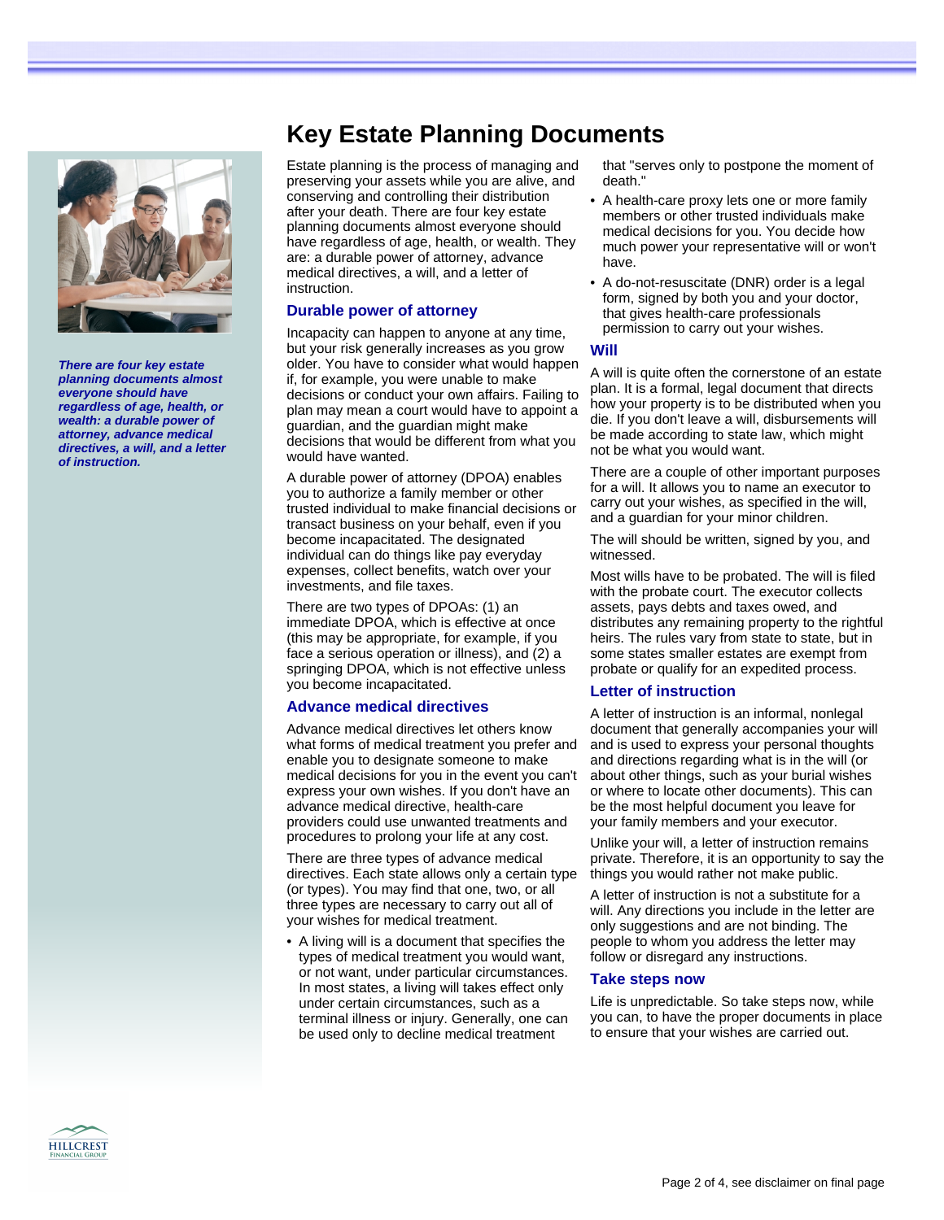# Key Estate Planning Documents

*There are four key estate planning documents almost everyone should have regardless of age, health, or wealth: a durable power of attorney, advance medical directives, a will, and a letter of instruction.*

Estate planning is the process of managing and preserving your assets while you are alive, and conserving and controlling their distribution after your death. There are four key estate planning documents almost everyone should have regardless of age, health, or wealth. They are: a durable power of attorney, advance medical directives, a will, and a letter of instruction.

## Durable power of attorney

Incapacity can happen to anyone at any time, but your risk generally increases as you grow older. You have to consider what would happen if, for example, you were unable to make decisions or conduct your own affairs. Failing to plan may mean a court would have to appoint a guardian, and the guardian might make decisions that would be different from what you would have wanted.

A durable power of attorney (DPOA) enables you to authorize a family member or other trusted individual to make financial decisions or transact business on your behalf, even if you become incapacitated. The designated individual can do things like pay everyday expenses, collect benefits, watch over your investments, and file taxes.

There are two types of DPOAs: (1) an immediate DPOA, which is effective at once (this may be appropriate, for example, if you face a serious operation or illness), and (2) a springing DPOA, which is not effective unless you become incapacitated.

## Advance medical directives

Advance medical directives let others know what forms of medical treatment you prefer and enable you to designate someone to make medical decisions for you in the event you can't express your own wishes. If you don't have an advance medical directive, health-care providers could use unwanted treatments and procedures to prolong your life at any cost.

There are three types of advance medical directives. Each state allows only a certain type (or types). You may find that one, two, or all three types are necessary to carry out all of your wishes for medical treatment.

- A living will is a document that specifies the types of medical treatment you would want, or not want, under particular circumstances. In most states, a living will takes effect only under certain circumstances, such as a terminal illness or injury. Generally, one can be used only to decline medical treatment that "serves only to postpone the moment of death."
- A health-care proxy lets one or more family members or other trusted individuals make medical decisions for you. You decide how much power your representative will or won't have.
- A do-not-resuscitate (DNR) order is a legal form, signed by both you and your doctor, that gives health-care professionals permission to carry out your wishes.

## Will

A will is quite often the cornerstone of an estate plan. It is a formal, legal document that directs how your property is to be distributed when you die. If you don't leave a will, disbursements will be made according to state law, which might not be what you would want.

There are a couple of other important purposes for a will. It allows you to name an executor to carry out your wishes, as specified in the will, and a guardian for your minor children.

The will should be written, signed by you, and witnessed.

Most wills have to be probated. The will is filed with the probate court. The executor collects assets, pays debts and taxes owed, and distributes any remaining property to the rightful heirs. The rules vary from state to state, but in some states smaller estates are exempt from probate or qualify for an expedited process.

## Letter of instruction

A letter of instruction is an informal, nonlegal document that generally accompanies your will and is used to express your personal thoughts and directions regarding what is in the will (or about other things, such as your burial wishes or where to locate other documents). This can be the most helpful document you leave for your family members and your executor.

Unlike your will, a letter of instruction remains private. Therefore, it is an opportunity to say the things you would rather not make public.

A letter of instruction is not a substitute for a will. Any directions you include in the letter are only suggestions and are not binding. The people to whom you address the letter may follow or disregard any instructions.

## Take steps now

Life is unpredictable. So take steps now, while you can, to have the proper documents in place to ensure that your wishes are carried out.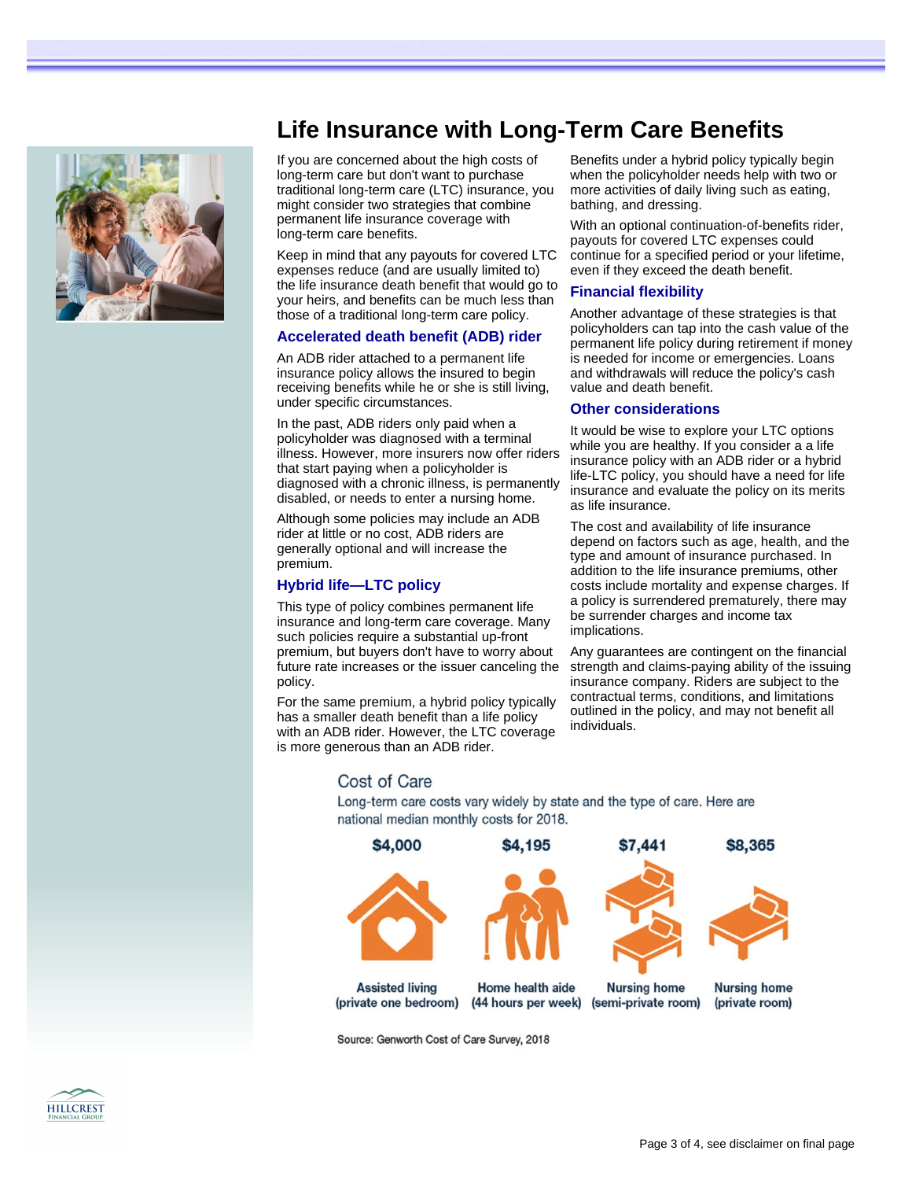# Life Insurance with Long-Term Care Benefits

If you are concerned about the high costs of long-term care but don't want to purchase traditional long-term care (LTC) insurance, you might consider two strategies that combine permanent life insurance coverage with long-term care benefits.

Keep in mind that any payouts for covered LTC expenses reduce (and are usually limited to) the life insurance death benefit that would go to your heirs, and benefits can be much less than those of a traditional long-term care policy.

## Accelerated death benefit (ADB) rider

An ADB rider attached to a permanent life insurance policy allows the insured to begin receiving benefits while he or she is still living, under specific circumstances.

In the past, ADB riders only paid when a policyholder was diagnosed with a terminal illness. However, more insurers now offer riders that start paying when a policyholder is diagnosed with a chronic illness, is permanently disabled, or needs to enter a nursing home.

Although some policies may include an ADB rider at little or no cost, ADB riders are generally optional and will increase the premium.

## Hybrid life—LTC policy

This type of policy combines permanent life insurance and long-term care coverage. Many such policies require a substantial up-front premium, but buyers don't have to worry about future rate increases or the issuer canceling the policy.

For the same premium, a hybrid policy typically has a smaller death benefit than a life policy with an ADB rider. However, the LTC coverage is more generous than an ADB rider.

Benefits under a hybrid policy typically begin when the policyholder needs help with two or more activities of daily living such as eating, bathing, and dressing.

With an optional continuation-of-benefits rider, payouts for covered LTC expenses could continue for a specified period or your lifetime, even if they exceed the death benefit.

## Financial flexibility

Another advantage of these strategies is that policyholders can tap into the cash value of the permanent life policy during retirement if money is needed for income or emergencies. Loans and withdrawals will reduce the policy's cash value and death benefit.

## Other considerations

It would be wise to explore your LTC options while you are healthy. If you consider a a life insurance policy with an ADB rider or a hybrid life-LTC policy, you should have a need for life insurance and evaluate the policy on its merits as life insurance.

The cost and availability of life insurance depend on factors such as age, health, and the type and amount of insurance purchased. In addition to the life insurance premiums, other costs include mortality and expense charges. If a policy is surrendered prematurely, there may be surrender charges and income tax implications.

Any guarantees are contingent on the financial strength and claims-paying ability of the issuing insurance company. Riders are subject to the contractual terms, conditions, and limitations outlined in the policy, and may not benefit all individuals.

## Cost of Care

Long-term care costs vary widely by state and the type of care. Here are national median monthly costs for 2018.

| Assisted living (private one bedroom) | Home health aide (44 hours per week) | Nursing home (semi-private room) | Nursing home (private room) |
|---|---|---|---|
| $4,000 | $4,195 | $7,441 | $8,365 |

Source: Genworth Cost of Care Survey, 2018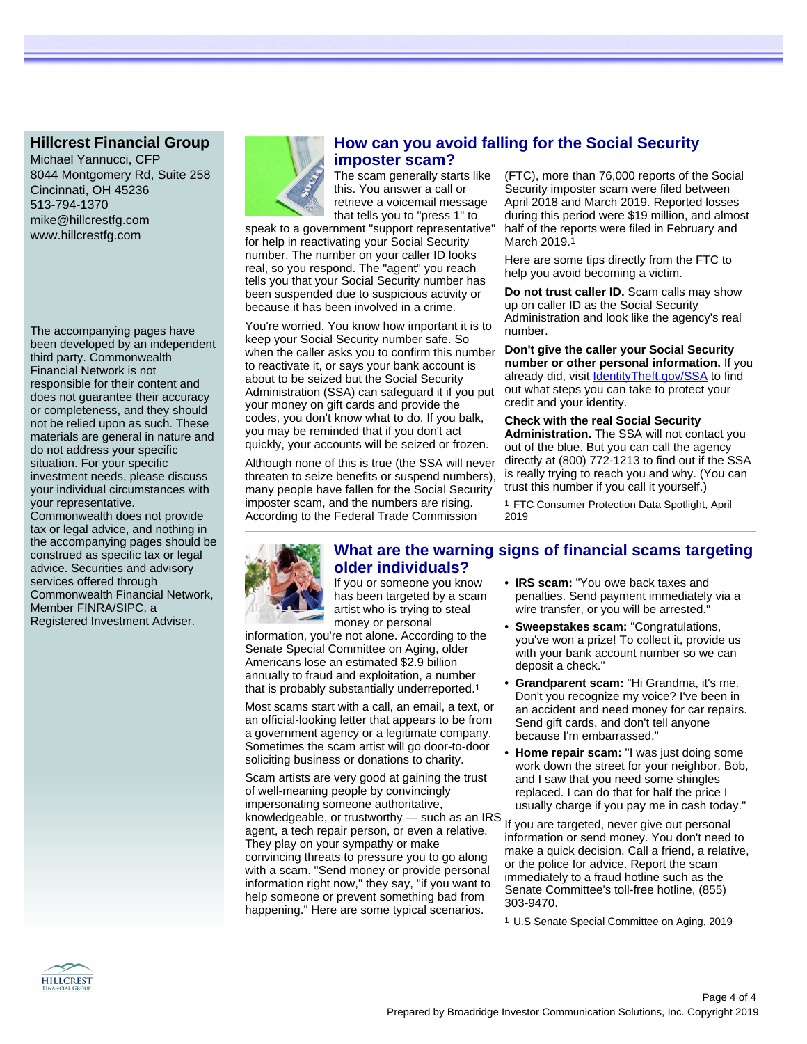**Hillcrest Financial Group**
Michael Yannucci, CFP
8044 Montgomery Rd, Suite 258
Cincinnati, OH 45236
513-794-1370
mike@hillcrestfg.com
www.hillcrestfg.com

The accompanying pages have been developed by an independent third party. Commonwealth Financial Network is not responsible for their content and does not guarantee their accuracy or completeness, and they should not be relied upon as such. These materials are general in nature and do not address your specific situation. For your specific investment needs, please discuss your individual circumstances with your representative. Commonwealth does not provide tax or legal advice, and nothing in the accompanying pages should be construed as specific tax or legal advice. Securities and advisory services offered through Commonwealth Financial Network, Member FINRA/SIPC, a Registered Investment Adviser.

## How can you avoid falling for the Social Security imposter scam?

The scam generally starts like this. You answer a call or retrieve a voicemail message that tells you to "press 1" to speak to a government "support representative" for help in reactivating your Social Security number. The number on your caller ID looks real, so you respond. The "agent" you reach tells you that your Social Security number has been suspended due to suspicious activity or because it has been involved in a crime.

You're worried. You know how important it is to keep your Social Security number safe. So when the caller asks you to confirm this number to reactivate it, or says your bank account is about to be seized but the Social Security Administration (SSA) can safeguard it if you put your money on gift cards and provide the codes, you don't know what to do. If you balk, you may be reminded that if you don't act quickly, your accounts will be seized or frozen.

Although none of this is true (the SSA will never threaten to seize benefits or suspend numbers), many people have fallen for the Social Security imposter scam, and the numbers are rising. According to the Federal Trade Commission (FTC), more than 76,000 reports of the Social Security imposter scam were filed between April 2018 and March 2019. Reported losses during this period were $19 million, and almost half of the reports were filed in February and March 2019.[1]

Here are some tips directly from the FTC to help you avoid becoming a victim.

**Do not trust caller ID.** Scam calls may show up on caller ID as the Social Security Administration and look like the agency's real number.

**Don't give the caller your Social Security number or other personal information.** If you already did, visit IdentityTheft.gov/SSA to find out what steps you can take to protect your credit and your identity.

**Check with the real Social Security Administration.** The SSA will not contact you out of the blue. But you can call the agency directly at (800) 772-1213 to find out if the SSA is really trying to reach you and why. (You can trust this number if you call it yourself.)

[1] FTC Consumer Protection Data Spotlight, April 2019

## What are the warning signs of financial scams targeting older individuals?

If you or someone you know has been targeted by a scam artist who is trying to steal money or personal information, you're not alone. According to the Senate Special Committee on Aging, older Americans lose an estimated $2.9 billion annually to fraud and exploitation, a number that is probably substantially underreported.[1]

Most scams start with a call, an email, a text, or an official-looking letter that appears to be from a government agency or a legitimate company. Sometimes the scam artist will go door-to-door soliciting business or donations to charity.

Scam artists are very good at gaining the trust of well-meaning people by convincingly impersonating someone authoritative, knowledgeable, or trustworthy — such as an IRS agent, a tech repair person, or even a relative. They play on your sympathy or make convincing threats to pressure you to go along with a scam. "Send money or provide personal information right now," they say, "if you want to help someone or prevent something bad from happening." Here are some typical scenarios.

- **IRS scam:** "You owe back taxes and penalties. Send payment immediately via a wire transfer, or you will be arrested."
- **Sweepstakes scam:** "Congratulations, you've won a prize! To collect it, provide us with your bank account number so we can deposit a check."
- **Grandparent scam:** "Hi Grandma, it's me. Don't you recognize my voice? I've been in an accident and need money for car repairs. Send gift cards, and don't tell anyone because I'm embarrassed."
- **Home repair scam:** "I was just doing some work down the street for your neighbor, Bob, and I saw that you need some shingles replaced. I can do that for half the price I usually charge if you pay me in cash today."

If you are targeted, never give out personal information or send money. You don't need to make a quick decision. Call a friend, a relative, or the police for advice. Report the scam immediately to a fraud hotline such as the Senate Committee's toll-free hotline, (855) 303-9470.

[1] U.S Senate Special Committee on Aging, 2019

Prepared by Broadridge Investor Communication Solutions, Inc. Copyright 2019